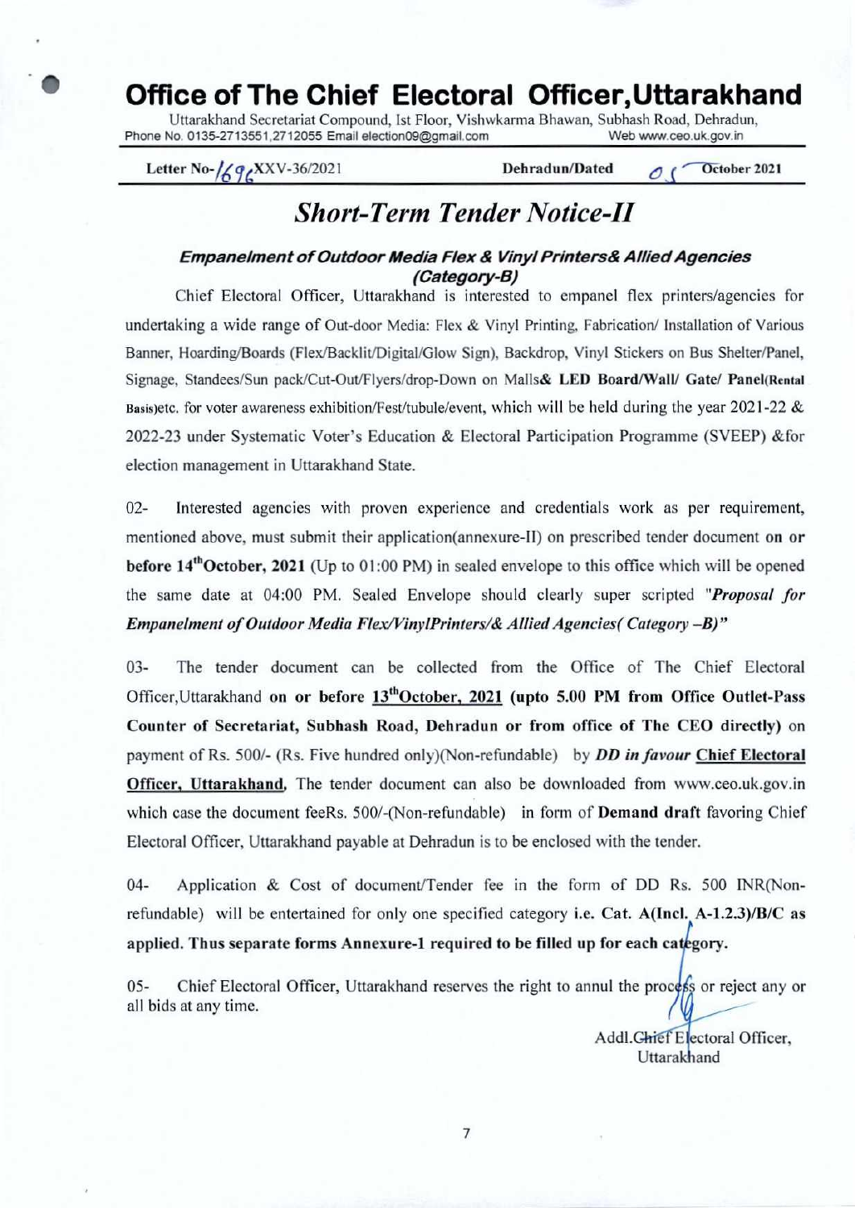# Office of The Chief Electoral Officer,Uttarakhand

Uttarakhand Secretariat Compound, Ist Floor, Vishwkarma Bhawan, Subhash Road, Dehradun,
Phone No. 0135-2713551,2712055 Email election09@gmail.com Web www.ceo.uk.gov.in

**Letter No-1696/XXV-36/2021** **Dehradun/Dated 05 October 2021**

## *Short-Term Tender Notice-II*

### ***Empanelment of Outdoor Media Flex & Vinyl Printers& Allied Agencies (Category-B)***

Chief Electoral Officer, Uttarakhand is interested to empanel flex printers/agencies for undertaking a wide range of Out-door Media: Flex & Vinyl Printing, Fabrication/ Installation of Various Banner, Hoarding/Boards (Flex/Backlit/Digital/Glow Sign), Backdrop, Vinyl Stickers on Bus Shelter/Panel, Signage, Standees/Sun pack/Cut-Out/Flyers/drop-Down on Malls**& LED Board/Wall/ Gate/ Panel(Rental Basis)**etc. for voter awareness exhibition/Fest/tubule/event, which will be held during the year 2021-22 & 2022-23 under Systematic Voter's Education & Electoral Participation Programme (SVEEP) &for election management in Uttarakhand State.

02- Interested agencies with proven experience and credentials work as per requirement, mentioned above, must submit their application(annexure-II) on prescribed tender document **on or before 14th October, 2021** (Up to 01:00 PM) in sealed envelope to this office which will be opened the same date at 04:00 PM. Sealed Envelope should clearly super scripted ***"Proposal for Empanelment of Outdoor Media Flex/VinylPrinters/& Allied Agencies( Category –B)"***

03- The tender document can be collected from the Office of The Chief Electoral Officer,Uttarakhand **on or before 13th October, 2021 (upto 5.00 PM from Office Outlet-Pass Counter of Secretariat, Subhash Road, Dehradun or from office of The CEO directly)** on payment of Rs. 500/- (Rs. Five hundred only)(Non-refundable) by ***DD in favour*** **Chief Electoral Officer, Uttarakhand**, The tender document can also be downloaded from www.ceo.uk.gov.in which case the document feeRs. 500/-(Non-refundable) in form of **Demand draft** favoring Chief Electoral Officer, Uttarakhand payable at Dehradun is to be enclosed with the tender.

04- Application & Cost of document/Tender fee in the form of DD Rs. 500 INR(Non-refundable) will be entertained for only one specified category **i.e. Cat. A(Incl. A-1.2.3)/B/C as applied. Thus separate forms Annexure-1 required to be filled up for each category.**

05- Chief Electoral Officer, Uttarakhand reserves the right to annul the process or reject any or all bids at any time.

Addl.Chief Electoral Officer,
Uttarakhand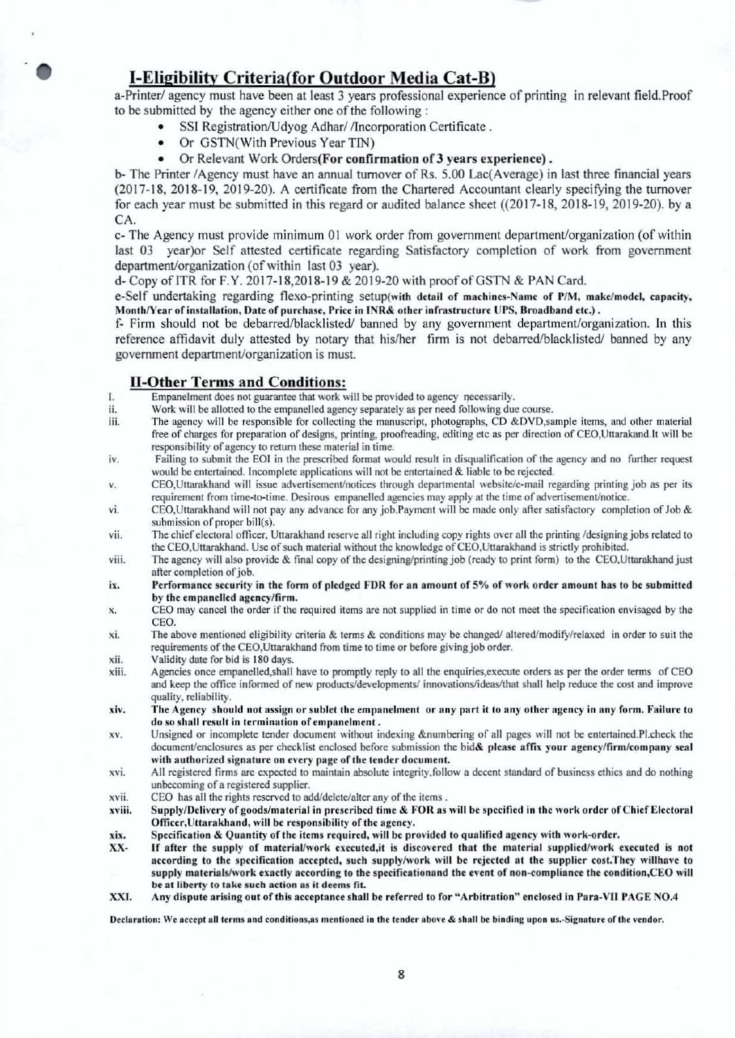## I-Eligibility Criteria(for Outdoor Media Cat-B)

a-Printer/ agency must have been at least 3 years professional experience of printing in relevant field.Proof to be submitted by the agency either one of the following :

- SSI Registration/Udyog Adhar/ /Incorporation Certificate .
- Or GSTN(With Previous Year TIN)
- Or Relevant Work Orders**(For confirmation of 3 years experience)** .

b- The Printer /Agency must have an annual turnover of Rs. 5.00 Lac(Average) in last three financial years (2017-18, 2018-19, 2019-20). A certificate from the Chartered Accountant clearly specifying the turnover for each year must be submitted in this regard or audited balance sheet ((2017-18, 2018-19, 2019-20). by a CA.

c- The Agency must provide minimum 01 work order from government department/organization (of within last 03 year)or Self attested certificate regarding Satisfactory completion of work from government department/organization (of within last 03 year).

d- Copy of ITR for F.Y. 2017-18,2018-19 & 2019-20 with proof of GSTN & PAN Card.

e-Self undertaking regarding flexo-printing setup**(with detail of machines-Name of P/M, make/model, capacity, Month/Year of installation, Date of purchase, Price in INR& other infrastructure UPS, Broadband etc.)** .

f- Firm should not be debarred/blacklisted/ banned by any government department/organization. In this reference affidavit duly attested by notary that his/her firm is not debarred/blacklisted/ banned by any government department/organization is must.

## II-Other Terms and Conditions:

I. Empanelment does not guarantee that work will be provided to agency necessarily.

ii. Work will be allotted to the empanelled agency separately as per need following due course.

iii. The agency will be responsible for collecting the manuscript, photographs, CD &DVD,sample items, and other material free of charges for preparation of designs, printing, proofreading, editing etc as per direction of CEO,Uttarakand.It will be responsibility of agency to return these material in time.

iv. Failing to submit the EOI in the prescribed format would result in disqualification of the agency and no further request would be entertained. Incomplete applications will not be entertained & liable to be rejected.

v. CEO,Uttarakhand will issue advertisement/notices through departmental website/e-mail regarding printing job as per its requirement from time-to-time. Desirous empanelled agencies may apply at the time of advertisement/notice.

vi. CEO,Uttarakhand will not pay any advance for any job.Payment will be made only after satisfactory completion of Job & submission of proper bill(s).

vii. The chief electoral officer, Uttarakhand reserve all right including copy rights over all the printing /designing jobs related to the CEO,Uttarakhand. Use of such material without the knowledge of CEO,Uttarakhand is strictly prohibited.

viii. The agency will also provide & final copy of the designing/printing job (ready to print form) to the CEO,Uttarakhand just after completion of job.

**ix. Performance security in the form of pledged FDR for an amount of 5% of work order amount has to be submitted by the empanelled agency/firm.**

x. CEO may cancel the order if the required items are not supplied in time or do not meet the specification envisaged by the CEO.

xi. The above mentioned eligibility criteria & terms & conditions may be changed/ altered/modify/relaxed in order to suit the requirements of the CEO,Uttarakhand from time to time or before giving job order.

xii. Validity date for bid is 180 days.

xiii. Agencies once empanelled,shall have to promptly reply to all the enquiries,execute orders as per the order terms of CEO and keep the office informed of new products/developments/ innovations/ideas/that shall help reduce the cost and improve quality, reliability.

**xiv. The Agency should not assign or sublet the empanelment or any part it to any other agency in any form. Failure to do so shall result in termination of empanelment .**

xv. Unsigned or incomplete tender document without indexing &numbering of all pages will not be entertained.Pl.check the document/enclosures as per checklist enclosed before submission the bid**& please affix your agency/firm/company seal with authorized signature on every page of the tender document.**

xvi. All registered firms are expected to maintain absolute integrity,follow a decent standard of business ethics and do nothing unbecoming of a registered supplier.

xvii. CEO has all the rights reserved to add/delete/alter any of the items .

**xviii. Supply/Delivery of goods/material in prescribed time & FOR as will be specified in the work order of Chief Electoral Officer,Uttarakhand, will be responsibility of the agency.**

**xix. Specification & Quantity of the items required, will be provided to qualified agency with work-order.**

**XX- If after the supply of material/work executed,it is discovered that the material supplied/work executed is not according to the specification accepted, such supply/work will be rejected at the supplier cost.They willhave to supply materials/work exactly according to the specificationand the event of non-compliance the condition,CEO will be at liberty to take such action as it deems fit.**

**XXI. Any dispute arising out of this acceptance shall be referred to for "Arbitration" enclosed in Para-VII PAGE NO.4**

**Declaration: We accept all terms and conditions,as mentioned in the tender above & shall be binding upon us.-Signature of the vendor.**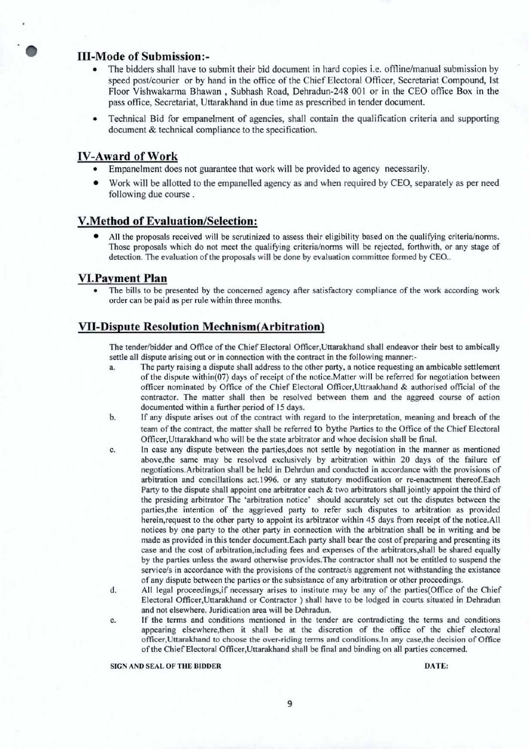## III-Mode of Submission:-

- The bidders shall have to submit their bid document in hard copies i.e. offline/manual submission by speed post/courier or by hand in the office of the Chief Electoral Officer, Secretariat Compound, Ist Floor Vishwakarma Bhawan , Subhash Road, Dehradun-248 001 or in the CEO office Box in the pass office, Secretariat, Uttarakhand in due time as prescribed in tender document.
- Technical Bid for empanelment of agencies, shall contain the qualification criteria and supporting document & technical compliance to the specification.

## IV-Award of Work

- Empanelment does not guarantee that work will be provided to agency necessarily.
- Work will be allotted to the empanelled agency as and when required by CEO, separately as per need following due course .

## V.Method of Evaluation/Selection:

- All the proposals received will be scrutinized to assess their eligibility based on the qualifying criteria/norms. Those proposals which do not meet the qualifying criteria/norms will be rejected, forthwith, or any stage of detection. The evaluation of the proposals will be done by evaluation committee formed by CEO..

## VI.Payment Plan

- The bills to be presented by the concerned agency after satisfactory compliance of the work according work order can be paid as per rule within three months.

## VII-Dispute Resolution Mechnism(Arbitration)

The tender/bidder and Office of the Chief Electoral Officer,Uttarakhand shall endeavor their best to ambically settle all dispute arising out or in connection with the contract in the following manner:-

a. The party raising a dispute shall address to the other party, a notice requesting an ambicable settlement of the dispute within(07) days of receipt of the notice.Matter will be referred for negotiation between officer nominated by Office of the Chief Electoral Officer,Uttraakhand & authorised official of the contractor. The matter shall then be resolved between them and the aggreed course of action documented within a further period of 15 days.

b. If any dispute arises out of the contract with regard to the interpretation, meaning and breach of the team of the contract, the matter shall be referred to bythe Parties to the Office of the Chief Electoral Officer,Uttarakhand who will be the state arbitrator and whoe decision shall be final.

c. In case any dispute between the parties,does not settle by negotiation in the manner as mentioned above,the same may be resolved exclusively by arbitration within 20 days of the failure of negotiations.Arbitration shall be held in Dehrdun and conducted in accordance with the provisions of arbitration and concillations act.1996. or any statutory modification or re-enactment thereof.Each Party to the dispute shall appoint one arbitrator each & two arbitrators shall jointly appoint the third of the presiding arbitrator The 'arbitration notice' should accurately set out the disputes between the parties,the intention of the aggrieved party to refer such disputes to arbitration as provided herein,request to the other party to appoint its arbitrator within 45 days from receipt of the notice.All notices by one party to the other party in connection with the arbitration shall be in writing and be made as provided in this tender document.Each party shall bear the cost of preparing and presenting its case and the cost of arbitration,including fees and expenses of the arbitrators,shall be shared equally by the parties unless the award otherwise provides.The contractor shall not be entitled to suspend the service/s in accordance with the provisions of the contract/s aggrement not withstanding the existance of any dispute between the parties or the subsistance of any arbitration or other proceedings.

d. All legal proceedings,if necessary arises to institute may be any of the parties(Office of the Chief Electoral Officer,Uttarakhand or Contractor ) shall have to be lodged in courts situated in Dehradun and not elsewhere. Juridication area will be Dehradun.

e. If the terms and conditions mentioned in the tender are contradicting the terms and conditions appearing elsewhere,then it shall be at the discretion of the office of the chief electoral officer,Uttarakhand to choose the over-riding terms and conditions.In any case,the decision of Office of the Chief Electoral Officer,Uttarakhand shall be final and binding on all parties concerned.

**SIGN AND SEAL OF THE BIDDER** **DATE:**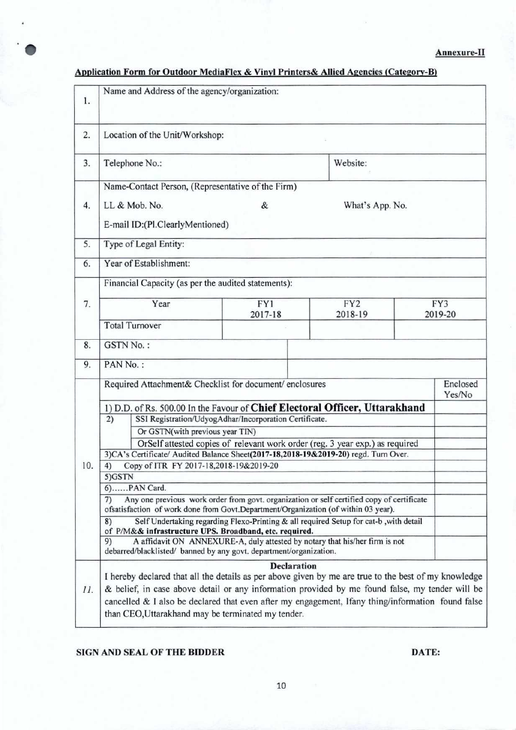**Annexure-II**

## Application Form for Outdoor MediaFlex & Vinyl Printers& Allied Agencies (Category-B)

| | | | | | |
|---|---|---|---|---|---|
| 1. | Name and Address of the agency/organization: | | | | |
| 2. | Location of the Unit/Workshop: | | | | |
| 3. | Telephone No.: | | | Website: | |
| 4. | Name-Contact Person, (Representative of the Firm)<br>LL & Mob. No. & What's App. No.<br>E-mail ID:(Pl.ClearlyMentioned) | | | | |
| 5. | Type of Legal Entity: | | | | |
| 6. | Year of Establishment: | | | | |
| 7. | Financial Capacity (as per the audited statements): | | | | |
| | Year | FY1 2017-18 | FY2 2018-19 | FY3 2019-20 | |
| | Total Turnover | | | | |
| 8. | GSTN No. : | | | | |
| 9. | PAN No. : | | | | |
| 10. | Required Attachment& Checklist for document/ enclosures | | | | Enclosed Yes/No |
| | 1) D.D. of Rs. 500.00 In the Favour of **Chief Electoral Officer, Uttarakhand** | | | | |
| | 2) SSI Registration/UdyogAdhar/Incorporation Certificate. | | | | |
| | Or GSTN(with previous year TIN) | | | | |
| | OrSelf attested copies of relevant work order (reg. 3 year exp.) as required | | | | |
| | 3)CA's Certificate/ Audited Balance Sheet**(2017-18,2018-19&2019-20)** regd. Turn Over. | | | | |
| | 4) Copy of ITR FY 2017-18,2018-19&2019-20 | | | | |
| | 5)GSTN | | | | |
| | 6)......PAN Card. | | | | |
| | 7) Any one previous work order from govt. organization or self certified copy of certificate ofsatisfaction of work done from Govt.Department/Organization (of within 03 year). | | | | |
| | 8) Self Undertaking regarding Flexo-Printing & all required Setup for cat-b ,with detail of P/M&& **infrastructure UPS. Broadband, etc. required.** | | | | |
| | 9) A affidavit ON ANNEXURE-A, duly attested by notary that his/her firm is not debarred/blacklisted/ banned by any govt. department/organization. | | | | |
| 11. | **Declaration**<br>I hereby declared that all the details as per above given by me are true to the best of my knowledge & belief, in case above detail or any information provided by me found false, my tender will be cancelled & I also be declared that even after my engagement, Ifany thing/information found false than CEO,Uttarakhand may be terminated my tender. | | | | |

**SIGN AND SEAL OF THE BIDDER** **DATE:**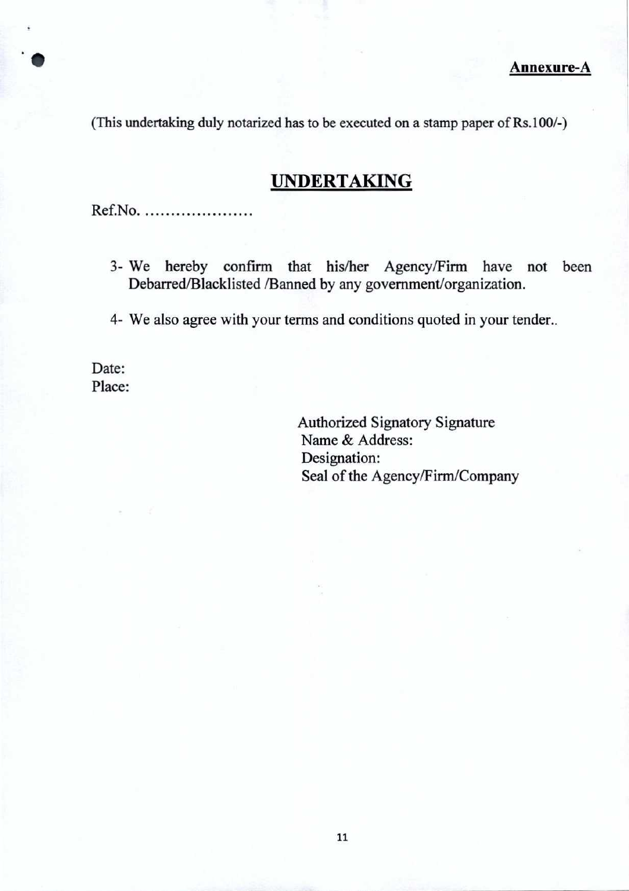**Annexure-A**

(This undertaking duly notarized has to be executed on a stamp paper of Rs.100/-)

## UNDERTAKING

Ref.No. ....................

3- We hereby confirm that his/her Agency/Firm have not been Debarred/Blacklisted /Banned by any government/organization.

4- We also agree with your terms and conditions quoted in your tender..

Date:
Place:

Authorized Signatory Signature
Name & Address:
Designation:
Seal of the Agency/Firm/Company